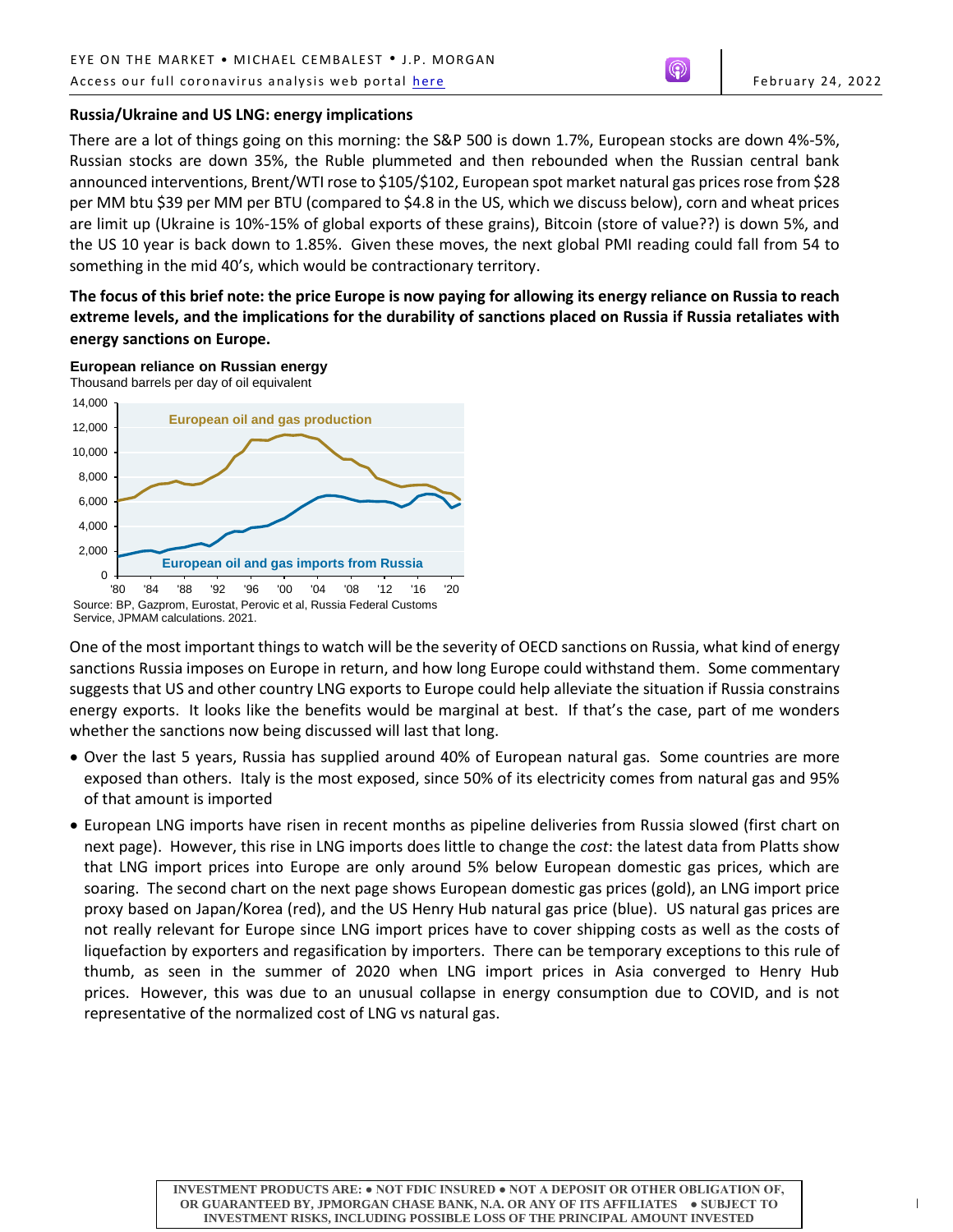EYE ON THE MARKET • MICHAEL CEMBALEST • J.P. MORGAN

Access our full coronavirus analysis web portal here

February 24, 2022

## Russia/Ukraine and US LNG: energy implications

There are a lot of things going on this morning: the S&P 500 is down 1.7%, European stocks are down 4%-5%, Russian stocks are down 35%, the Ruble plummeted and then rebounded when the Russian central bank announced interventions, Brent/WTI rose to $105/$102, European spot market natural gas prices rose from $28 per MM btu $39 per MM per BTU (compared to $4.8 in the US, which we discuss below), corn and wheat prices are limit up (Ukraine is 10%-15% of global exports of these grains), Bitcoin (store of value??) is down 5%, and the US 10 year is back down to 1.85%. Given these moves, the next global PMI reading could fall from 54 to something in the mid 40's, which would be contractionary territory.

**The focus of this brief note: the price Europe is now paying for allowing its energy reliance on Russia to reach extreme levels, and the implications for the durability of sanctions placed on Russia if Russia retaliates with energy sanctions on Europe.**

**European reliance on Russian energy**

Thousand barrels per day of oil equivalent

Source: BP, Gazprom, Eurostat, Perovic et al, Russia Federal Customs Service, JPMAM calculations. 2021.

One of the most important things to watch will be the severity of OECD sanctions on Russia, what kind of energy sanctions Russia imposes on Europe in return, and how long Europe could withstand them. Some commentary suggests that US and other country LNG exports to Europe could help alleviate the situation if Russia constrains energy exports. It looks like the benefits would be marginal at best. If that's the case, part of me wonders whether the sanctions now being discussed will last that long.

- Over the last 5 years, Russia has supplied around 40% of European natural gas. Some countries are more exposed than others. Italy is the most exposed, since 50% of its electricity comes from natural gas and 95% of that amount is imported
- European LNG imports have risen in recent months as pipeline deliveries from Russia slowed (first chart on next page). However, this rise in LNG imports does little to change the *cost*: the latest data from Platts show that LNG import prices into Europe are only around 5% below European domestic gas prices, which are soaring. The second chart on the next page shows European domestic gas prices (gold), an LNG import price proxy based on Japan/Korea (red), and the US Henry Hub natural gas price (blue). US natural gas prices are not really relevant for Europe since LNG import prices have to cover shipping costs as well as the costs of liquefaction by exporters and regasification by importers. There can be temporary exceptions to this rule of thumb, as seen in the summer of 2020 when LNG import prices in Asia converged to Henry Hub prices. However, this was due to an unusual collapse in energy consumption due to COVID, and is not representative of the normalized cost of LNG vs natural gas.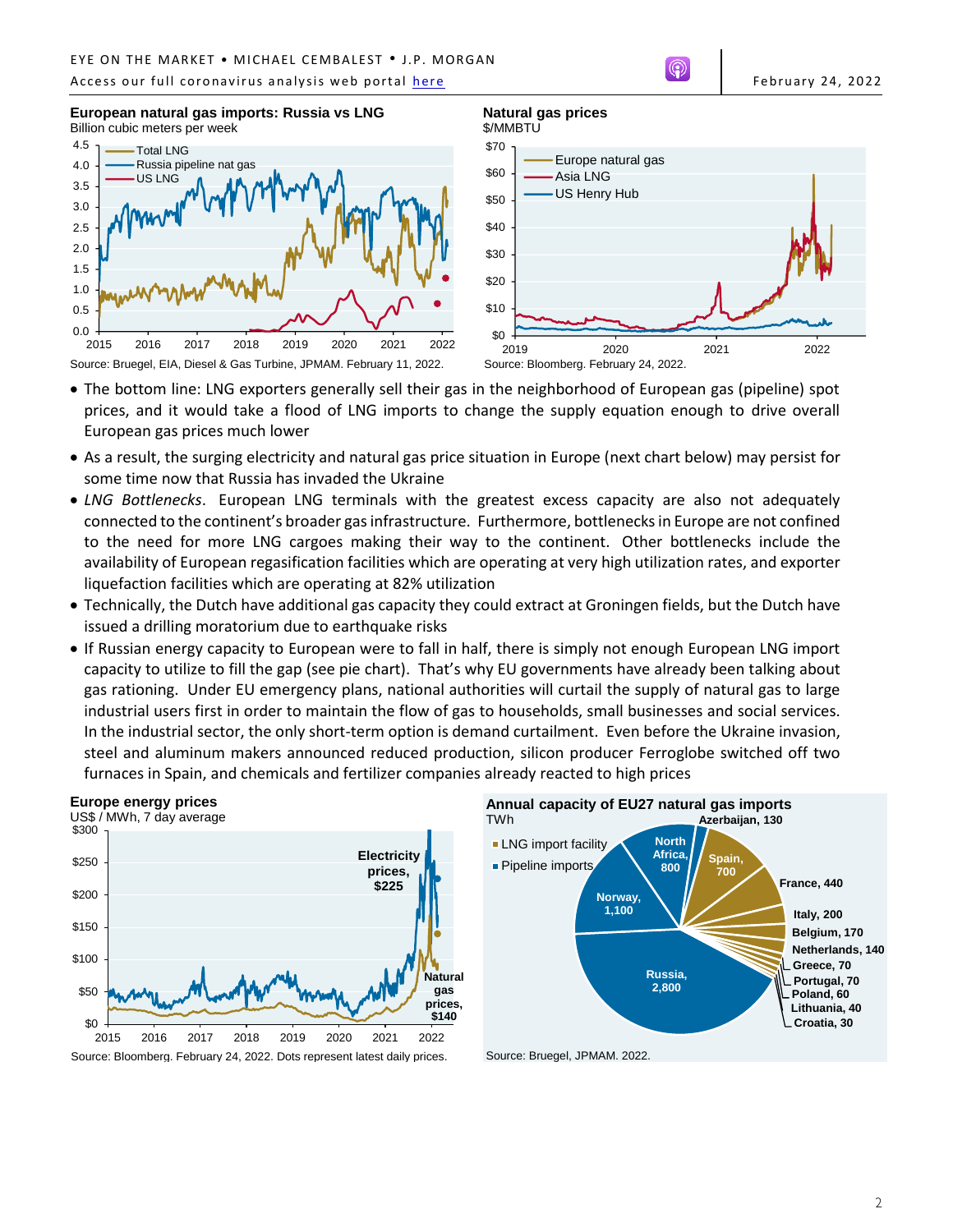**European natural gas imports: Russia vs LNG**
Billion cubic meters per week

Source: Bruegel, EIA, Diesel & Gas Turbine, JPMAM. February 11, 2022.

**Natural gas prices**
$/MMBTU

Source: Bloomberg. February 24, 2022.

- The bottom line: LNG exporters generally sell their gas in the neighborhood of European gas (pipeline) spot prices, and it would take a flood of LNG imports to change the supply equation enough to drive overall European gas prices much lower
- As a result, the surging electricity and natural gas price situation in Europe (next chart below) may persist for some time now that Russia has invaded the Ukraine
- *LNG Bottlenecks*. European LNG terminals with the greatest excess capacity are also not adequately connected to the continent's broader gas infrastructure. Furthermore, bottlenecks in Europe are not confined to the need for more LNG cargoes making their way to the continent. Other bottlenecks include the availability of European regasification facilities which are operating at very high utilization rates, and exporter liquefaction facilities which are operating at 82% utilization
- Technically, the Dutch have additional gas capacity they could extract at Groningen fields, but the Dutch have issued a drilling moratorium due to earthquake risks
- If Russian energy capacity to European were to fall in half, there is simply not enough European LNG import capacity to utilize to fill the gap (see pie chart). That's why EU governments have already been talking about gas rationing. Under EU emergency plans, national authorities will curtail the supply of natural gas to large industrial users first in order to maintain the flow of gas to households, small businesses and social services. In the industrial sector, the only short-term option is demand curtailment. Even before the Ukraine invasion, steel and aluminum makers announced reduced production, silicon producer Ferroglobe switched off two furnaces in Spain, and chemicals and fertilizer companies already reacted to high prices

**Europe energy prices**
US$ / MWh, 7 day average

Source: Bloomberg. February 24, 2022. Dots represent latest daily prices.

**Annual capacity of EU27 natural gas imports**
TWh

Source: Bruegel, JPMAM. 2022.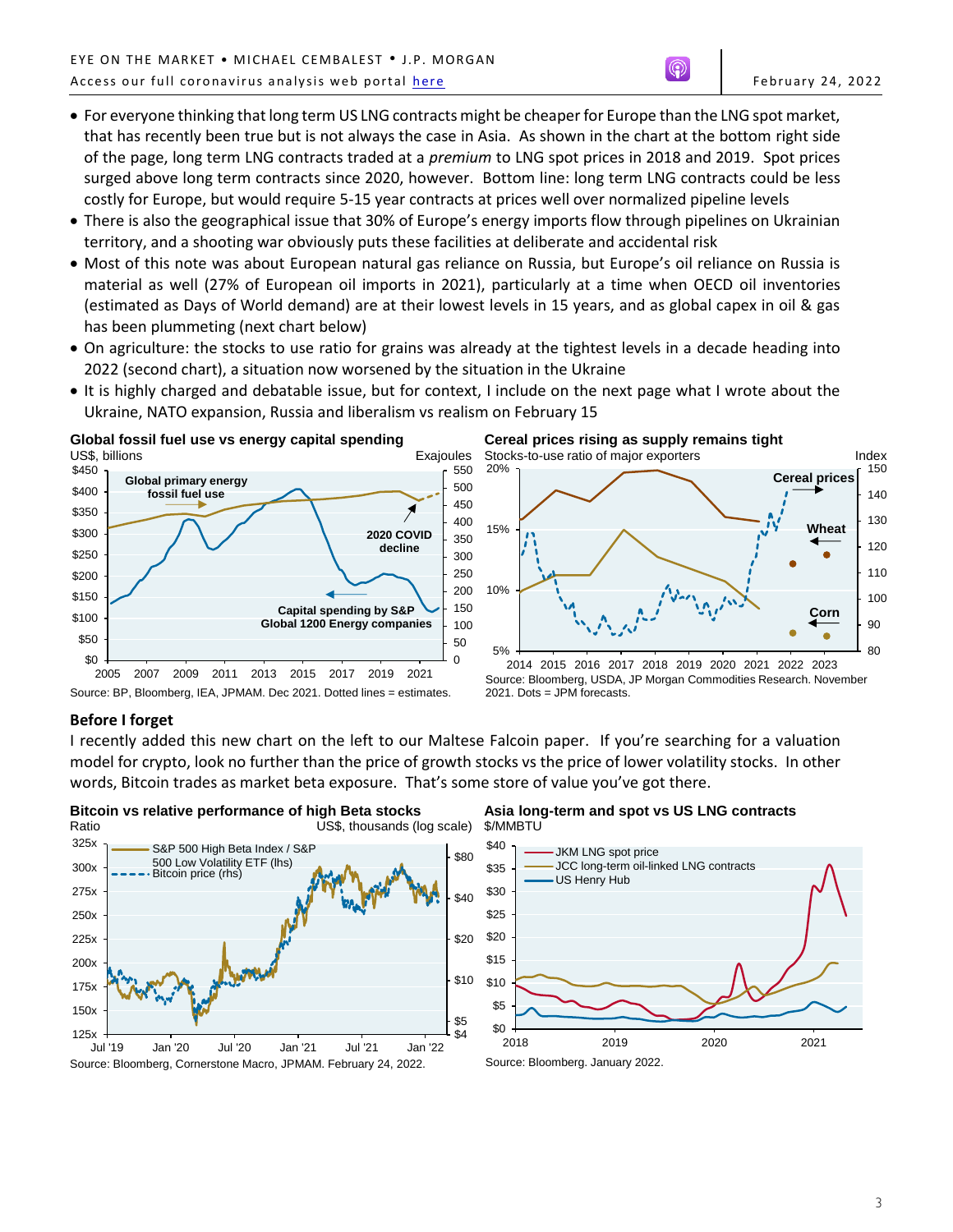- For everyone thinking that long term US LNG contracts might be cheaper for Europe than the LNG spot market, that has recently been true but is not always the case in Asia. As shown in the chart at the bottom right side of the page, long term LNG contracts traded at a *premium* to LNG spot prices in 2018 and 2019. Spot prices surged above long term contracts since 2020, however. Bottom line: long term LNG contracts could be less costly for Europe, but would require 5-15 year contracts at prices well over normalized pipeline levels
- There is also the geographical issue that 30% of Europe's energy imports flow through pipelines on Ukrainian territory, and a shooting war obviously puts these facilities at deliberate and accidental risk
- Most of this note was about European natural gas reliance on Russia, but Europe's oil reliance on Russia is material as well (27% of European oil imports in 2021), particularly at a time when OECD oil inventories (estimated as Days of World demand) are at their lowest levels in 15 years, and as global capex in oil & gas has been plummeting (next chart below)
- On agriculture: the stocks to use ratio for grains was already at the tightest levels in a decade heading into 2022 (second chart), a situation now worsened by the situation in the Ukraine
- It is highly charged and debatable issue, but for context, I include on the next page what I wrote about the Ukraine, NATO expansion, Russia and liberalism vs realism on February 15

**Global fossil fuel use vs energy capital spending**

Source: BP, Bloomberg, IEA, JPMAM. Dec 2021. Dotted lines = estimates.

**Cereal prices rising as supply remains tight**

Source: Bloomberg, USDA, JP Morgan Commodities Research. November 2021. Dots = JPM forecasts.

## Before I forget

I recently added this new chart on the left to our Maltese Falcoin paper. If you're searching for a valuation model for crypto, look no further than the price of growth stocks vs the price of lower volatility stocks. In other words, Bitcoin trades as market beta exposure. That's some store of value you've got there.

**Bitcoin vs relative performance of high Beta stocks**

Source: Bloomberg, Cornerstone Macro, JPMAM. February 24, 2022.

**Asia long-term and spot vs US LNG contracts**

Source: Bloomberg. January 2022.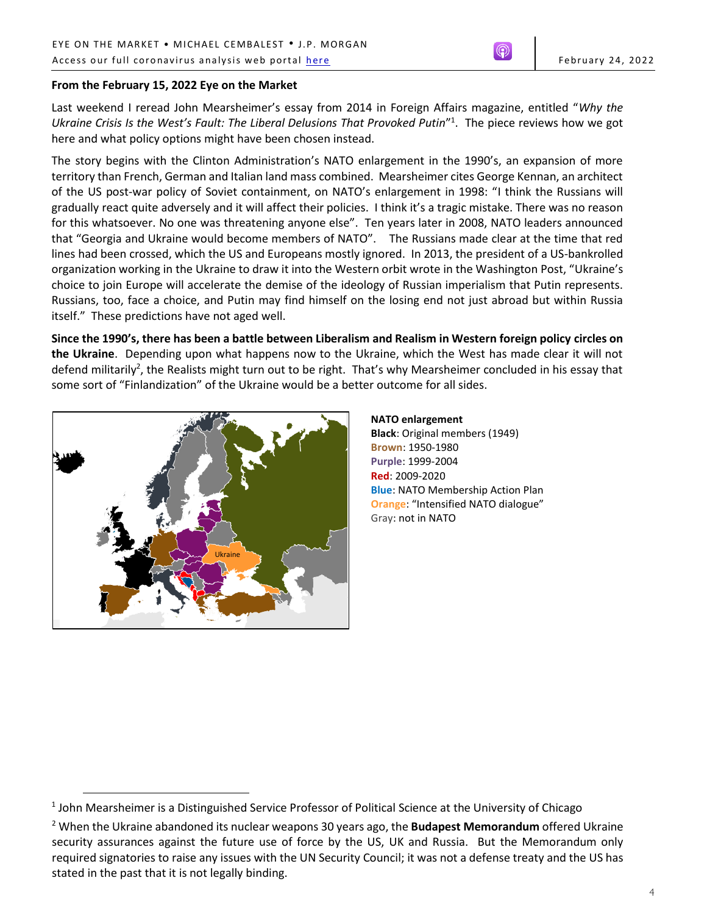**From the February 15, 2022 Eye on the Market**

Last weekend I reread John Mearsheimer's essay from 2014 in Foreign Affairs magazine, entitled "*Why the Ukraine Crisis Is the West's Fault: The Liberal Delusions That Provoked Putin*"[1]. The piece reviews how we got here and what policy options might have been chosen instead.

The story begins with the Clinton Administration's NATO enlargement in the 1990's, an expansion of more territory than French, German and Italian land mass combined. Mearsheimer cites George Kennan, an architect of the US post-war policy of Soviet containment, on NATO's enlargement in 1998: "I think the Russians will gradually react quite adversely and it will affect their policies. I think it's a tragic mistake. There was no reason for this whatsoever. No one was threatening anyone else". Ten years later in 2008, NATO leaders announced that "Georgia and Ukraine would become members of NATO". The Russians made clear at the time that red lines had been crossed, which the US and Europeans mostly ignored. In 2013, the president of a US-bankrolled organization working in the Ukraine to draw it into the Western orbit wrote in the Washington Post, "Ukraine's choice to join Europe will accelerate the demise of the ideology of Russian imperialism that Putin represents. Russians, too, face a choice, and Putin may find himself on the losing end not just abroad but within Russia itself." These predictions have not aged well.

**Since the 1990's, there has been a battle between Liberalism and Realism in Western foreign policy circles on the Ukraine**. Depending upon what happens now to the Ukraine, which the West has made clear it will not defend militarily[2], the Realists might turn out to be right. That's why Mearsheimer concluded in his essay that some sort of "Finlandization" of the Ukraine would be a better outcome for all sides.

**NATO enlargement**
**Black**: Original members (1949)
**Brown**: 1950-1980
**Purple**: 1999-2004
**Red**: 2009-2020
**Blue**: NATO Membership Action Plan
**Orange**: "Intensified NATO dialogue"
Gray: not in NATO

[1] John Mearsheimer is a Distinguished Service Professor of Political Science at the University of Chicago

[2] When the Ukraine abandoned its nuclear weapons 30 years ago, the **Budapest Memorandum** offered Ukraine security assurances against the future use of force by the US, UK and Russia. But the Memorandum only required signatories to raise any issues with the UN Security Council; it was not a defense treaty and the US has stated in the past that it is not legally binding.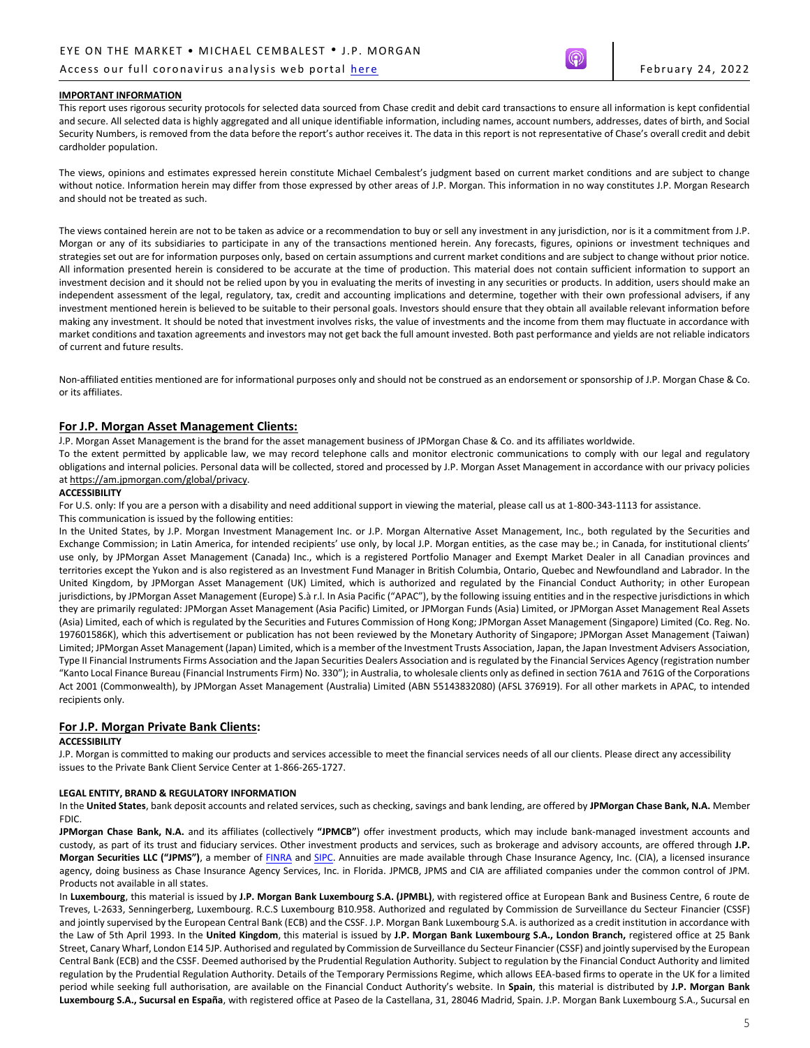**IMPORTANT INFORMATION**

This report uses rigorous security protocols for selected data sourced from Chase credit and debit card transactions to ensure all information is kept confidential and secure. All selected data is highly aggregated and all unique identifiable information, including names, account numbers, addresses, dates of birth, and Social Security Numbers, is removed from the data before the report's author receives it. The data in this report is not representative of Chase's overall credit and debit cardholder population.

The views, opinions and estimates expressed herein constitute Michael Cembalest's judgment based on current market conditions and are subject to change without notice. Information herein may differ from those expressed by other areas of J.P. Morgan. This information in no way constitutes J.P. Morgan Research and should not be treated as such.

The views contained herein are not to be taken as advice or a recommendation to buy or sell any investment in any jurisdiction, nor is it a commitment from J.P. Morgan or any of its subsidiaries to participate in any of the transactions mentioned herein. Any forecasts, figures, opinions or investment techniques and strategies set out are for information purposes only, based on certain assumptions and current market conditions and are subject to change without prior notice. All information presented herein is considered to be accurate at the time of production. This material does not contain sufficient information to support an investment decision and it should not be relied upon by you in evaluating the merits of investing in any securities or products. In addition, users should make an independent assessment of the legal, regulatory, tax, credit and accounting implications and determine, together with their own professional advisers, if any investment mentioned herein is believed to be suitable to their personal goals. Investors should ensure that they obtain all available relevant information before making any investment. It should be noted that investment involves risks, the value of investments and the income from them may fluctuate in accordance with market conditions and taxation agreements and investors may not get back the full amount invested. Both past performance and yields are not reliable indicators of current and future results.

Non-affiliated entities mentioned are for informational purposes only and should not be construed as an endorsement or sponsorship of J.P. Morgan Chase & Co. or its affiliates.

## For J.P. Morgan Asset Management Clients:

J.P. Morgan Asset Management is the brand for the asset management business of JPMorgan Chase & Co. and its affiliates worldwide.

To the extent permitted by applicable law, we may record telephone calls and monitor electronic communications to comply with our legal and regulatory obligations and internal policies. Personal data will be collected, stored and processed by J.P. Morgan Asset Management in accordance with our privacy policies at https://am.jpmorgan.com/global/privacy.

**ACCESSIBILITY**

For U.S. only: If you are a person with a disability and need additional support in viewing the material, please call us at 1-800-343-1113 for assistance.

This communication is issued by the following entities:

In the United States, by J.P. Morgan Investment Management Inc. or J.P. Morgan Alternative Asset Management, Inc., both regulated by the Securities and Exchange Commission; in Latin America, for intended recipients' use only, by local J.P. Morgan entities, as the case may be.; in Canada, for institutional clients' use only, by JPMorgan Asset Management (Canada) Inc., which is a registered Portfolio Manager and Exempt Market Dealer in all Canadian provinces and territories except the Yukon and is also registered as an Investment Fund Manager in British Columbia, Ontario, Quebec and Newfoundland and Labrador. In the United Kingdom, by JPMorgan Asset Management (UK) Limited, which is authorized and regulated by the Financial Conduct Authority; in other European jurisdictions, by JPMorgan Asset Management (Europe) S.à r.l. In Asia Pacific ("APAC"), by the following issuing entities and in the respective jurisdictions in which they are primarily regulated: JPMorgan Asset Management (Asia Pacific) Limited, or JPMorgan Funds (Asia) Limited, or JPMorgan Asset Management Real Assets (Asia) Limited, each of which is regulated by the Securities and Futures Commission of Hong Kong; JPMorgan Asset Management (Singapore) Limited (Co. Reg. No. 197601586K), which this advertisement or publication has not been reviewed by the Monetary Authority of Singapore; JPMorgan Asset Management (Taiwan) Limited; JPMorgan Asset Management (Japan) Limited, which is a member of the Investment Trusts Association, Japan, the Japan Investment Advisers Association, Type II Financial Instruments Firms Association and the Japan Securities Dealers Association and is regulated by the Financial Services Agency (registration number "Kanto Local Finance Bureau (Financial Instruments Firm) No. 330"); in Australia, to wholesale clients only as defined in section 761A and 761G of the Corporations Act 2001 (Commonwealth), by JPMorgan Asset Management (Australia) Limited (ABN 55143832080) (AFSL 376919). For all other markets in APAC, to intended recipients only.

## For J.P. Morgan Private Bank Clients:

**ACCESSIBILITY**

J.P. Morgan is committed to making our products and services accessible to meet the financial services needs of all our clients. Please direct any accessibility issues to the Private Bank Client Service Center at 1-866-265-1727.

**LEGAL ENTITY, BRAND & REGULATORY INFORMATION**

In the **United States**, bank deposit accounts and related services, such as checking, savings and bank lending, are offered by **JPMorgan Chase Bank, N.A.** Member FDIC.

**JPMorgan Chase Bank, N.A.** and its affiliates (collectively **"JPMCB"**) offer investment products, which may include bank-managed investment accounts and custody, as part of its trust and fiduciary services. Other investment products and services, such as brokerage and advisory accounts, are offered through **J.P. Morgan Securities LLC ("JPMS")**, a member of FINRA and SIPC. Annuities are made available through Chase Insurance Agency, Inc. (CIA), a licensed insurance agency, doing business as Chase Insurance Agency Services, Inc. in Florida. JPMCB, JPMS and CIA are affiliated companies under the common control of JPM. Products not available in all states.

In **Luxembourg**, this material is issued by **J.P. Morgan Bank Luxembourg S.A. (JPMBL)**, with registered office at European Bank and Business Centre, 6 route de Treves, L-2633, Senningerberg, Luxembourg. R.C.S Luxembourg B10.958. Authorized and regulated by Commission de Surveillance du Secteur Financier (CSSF) and jointly supervised by the European Central Bank (ECB) and the CSSF. J.P. Morgan Bank Luxembourg S.A. is authorized as a credit institution in accordance with the Law of 5th April 1993. In the **United Kingdom**, this material is issued by **J.P. Morgan Bank Luxembourg S.A., London Branch,** registered office at 25 Bank Street, Canary Wharf, London E14 5JP. Authorised and regulated by Commission de Surveillance du Secteur Financier (CSSF) and jointly supervised by the European Central Bank (ECB) and the CSSF. Deemed authorised by the Prudential Regulation Authority. Subject to regulation by the Financial Conduct Authority and limited regulation by the Prudential Regulation Authority. Details of the Temporary Permissions Regime, which allows EEA-based firms to operate in the UK for a limited period while seeking full authorisation, are available on the Financial Conduct Authority's website. In **Spain**, this material is distributed by **J.P. Morgan Bank Luxembourg S.A., Sucursal en España**, with registered office at Paseo de la Castellana, 31, 28046 Madrid, Spain. J.P. Morgan Bank Luxembourg S.A., Sucursal en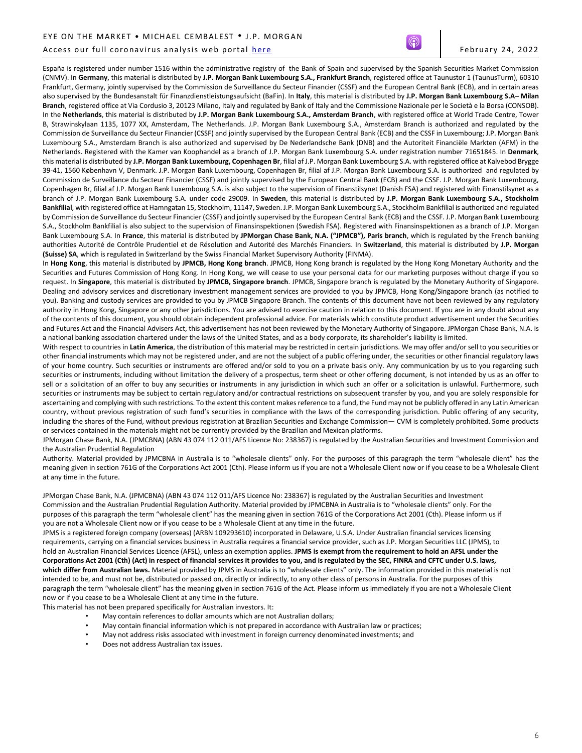España is registered under number 1516 within the administrative registry of the Bank of Spain and supervised by the Spanish Securities Market Commission (CNMV). In **Germany**, this material is distributed by **J.P. Morgan Bank Luxembourg S.A., Frankfurt Branch**, registered office at Taunustor 1 (TaunusTurm), 60310 Frankfurt, Germany, jointly supervised by the Commission de Surveillance du Secteur Financier (CSSF) and the European Central Bank (ECB), and in certain areas also supervised by the Bundesanstalt für Finanzdienstleistungsaufsicht (BaFin). In **Italy**, this material is distributed by **J.P. Morgan Bank Luxembourg S.A– Milan Branch**, registered office at Via Cordusio 3, 20123 Milano, Italy and regulated by Bank of Italy and the Commissione Nazionale per le Società e la Borsa (CONSOB). In the **Netherlands**, this material is distributed by **J.P. Morgan Bank Luxembourg S.A., Amsterdam Branch**, with registered office at World Trade Centre, Tower B, Strawinskylaan 1135, 1077 XX, Amsterdam, The Netherlands. J.P. Morgan Bank Luxembourg S.A., Amsterdam Branch is authorized and regulated by the Commission de Surveillance du Secteur Financier (CSSF) and jointly supervised by the European Central Bank (ECB) and the CSSF in Luxembourg; J.P. Morgan Bank Luxembourg S.A., Amsterdam Branch is also authorized and supervised by De Nederlandsche Bank (DNB) and the Autoriteit Financiële Markten (AFM) in the Netherlands. Registered with the Kamer van Koophandel as a branch of J.P. Morgan Bank Luxembourg S.A. under registration number 71651845. In **Denmark**, this material is distributed by **J.P. Morgan Bank Luxembourg, Copenhagen Br**, filial af J.P. Morgan Bank Luxembourg S.A. with registered office at Kalvebod Brygge 39-41, 1560 København V, Denmark. J.P. Morgan Bank Luxembourg, Copenhagen Br, filial af J.P. Morgan Bank Luxembourg S.A. is authorized and regulated by Commission de Surveillance du Secteur Financier (CSSF) and jointly supervised by the European Central Bank (ECB) and the CSSF. J.P. Morgan Bank Luxembourg, Copenhagen Br, filial af J.P. Morgan Bank Luxembourg S.A. is also subject to the supervision of Finanstilsynet (Danish FSA) and registered with Finanstilsynet as a branch of J.P. Morgan Bank Luxembourg S.A. under code 29009. In **Sweden**, this material is distributed by **J.P. Morgan Bank Luxembourg S.A., Stockholm Bankfilial**, with registered office at Hamngatan 15, Stockholm, 11147, Sweden. J.P. Morgan Bank Luxembourg S.A., Stockholm Bankfilial is authorized and regulated by Commission de Surveillance du Secteur Financier (CSSF) and jointly supervised by the European Central Bank (ECB) and the CSSF. J.P. Morgan Bank Luxembourg S.A., Stockholm Bankfilial is also subject to the supervision of Finansinspektionen (Swedish FSA). Registered with Finansinspektionen as a branch of J.P. Morgan Bank Luxembourg S.A. In **France**, this material is distributed by **JPMorgan Chase Bank, N.A. ("JPMCB"), Paris branch**, which is regulated by the French banking authorities Autorité de Contrôle Prudentiel et de Résolution and Autorité des Marchés Financiers. In **Switzerland**, this material is distributed by **J.P. Morgan (Suisse) SA**, which is regulated in Switzerland by the Swiss Financial Market Supervisory Authority (FINMA).

In **Hong Kong**, this material is distributed by **JPMCB, Hong Kong branch**. JPMCB, Hong Kong branch is regulated by the Hong Kong Monetary Authority and the Securities and Futures Commission of Hong Kong. In Hong Kong, we will cease to use your personal data for our marketing purposes without charge if you so request. In **Singapore**, this material is distributed by **JPMCB, Singapore branch**. JPMCB, Singapore branch is regulated by the Monetary Authority of Singapore. Dealing and advisory services and discretionary investment management services are provided to you by JPMCB, Hong Kong/Singapore branch (as notified to you). Banking and custody services are provided to you by JPMCB Singapore Branch. The contents of this document have not been reviewed by any regulatory authority in Hong Kong, Singapore or any other jurisdictions. You are advised to exercise caution in relation to this document. If you are in any doubt about any of the contents of this document, you should obtain independent professional advice. For materials which constitute product advertisement under the Securities and Futures Act and the Financial Advisers Act, this advertisement has not been reviewed by the Monetary Authority of Singapore. JPMorgan Chase Bank, N.A. is a national banking association chartered under the laws of the United States, and as a body corporate, its shareholder's liability is limited.

With respect to countries in **Latin America**, the distribution of this material may be restricted in certain jurisdictions. We may offer and/or sell to you securities or other financial instruments which may not be registered under, and are not the subject of a public offering under, the securities or other financial regulatory laws of your home country. Such securities or instruments are offered and/or sold to you on a private basis only. Any communication by us to you regarding such securities or instruments, including without limitation the delivery of a prospectus, term sheet or other offering document, is not intended by us as an offer to sell or a solicitation of an offer to buy any securities or instruments in any jurisdiction in which such an offer or a solicitation is unlawful. Furthermore, such securities or instruments may be subject to certain regulatory and/or contractual restrictions on subsequent transfer by you, and you are solely responsible for ascertaining and complying with such restrictions. To the extent this content makes reference to a fund, the Fund may not be publicly offered in any Latin American country, without previous registration of such fund's securities in compliance with the laws of the corresponding jurisdiction. Public offering of any security, including the shares of the Fund, without previous registration at Brazilian Securities and Exchange Commission— CVM is completely prohibited. Some products or services contained in the materials might not be currently provided by the Brazilian and Mexican platforms.

JPMorgan Chase Bank, N.A. (JPMCBNA) (ABN 43 074 112 011/AFS Licence No: 238367) is regulated by the Australian Securities and Investment Commission and the Australian Prudential Regulation

Authority. Material provided by JPMCBNA in Australia is to "wholesale clients" only. For the purposes of this paragraph the term "wholesale client" has the meaning given in section 761G of the Corporations Act 2001 (Cth). Please inform us if you are not a Wholesale Client now or if you cease to be a Wholesale Client at any time in the future.

JPMorgan Chase Bank, N.A. (JPMCBNA) (ABN 43 074 112 011/AFS Licence No: 238367) is regulated by the Australian Securities and Investment Commission and the Australian Prudential Regulation Authority. Material provided by JPMCBNA in Australia is to "wholesale clients" only. For the purposes of this paragraph the term "wholesale client" has the meaning given in section 761G of the Corporations Act 2001 (Cth). Please inform us if you are not a Wholesale Client now or if you cease to be a Wholesale Client at any time in the future.

JPMS is a registered foreign company (overseas) (ARBN 109293610) incorporated in Delaware, U.S.A. Under Australian financial services licensing requirements, carrying on a financial services business in Australia requires a financial service provider, such as J.P. Morgan Securities LLC (JPMS), to hold an Australian Financial Services Licence (AFSL), unless an exemption applies. **JPMS is exempt from the requirement to hold an AFSL under the Corporations Act 2001 (Cth) (Act) in respect of financial services it provides to you, and is regulated by the SEC, FINRA and CFTC under U.S. laws, which differ from Australian laws.** Material provided by JPMS in Australia is to "wholesale clients" only. The information provided in this material is not intended to be, and must not be, distributed or passed on, directly or indirectly, to any other class of persons in Australia. For the purposes of this paragraph the term "wholesale client" has the meaning given in section 761G of the Act. Please inform us immediately if you are not a Wholesale Client now or if you cease to be a Wholesale Client at any time in the future.

This material has not been prepared specifically for Australian investors. It:

- May contain references to dollar amounts which are not Australian dollars;
- May contain financial information which is not prepared in accordance with Australian law or practices;
- May not address risks associated with investment in foreign currency denominated investments; and
- Does not address Australian tax issues.